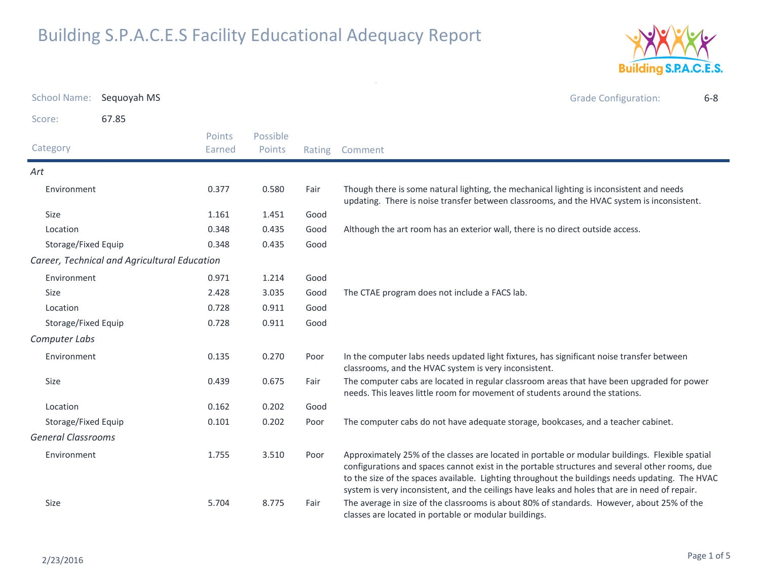# Building S.P.A.C.E.S Facility Educational Adequacy Report

**School Name:** Sequoyah MS

**Grade Configuration:** 6-8

**Score:** 67.85

| Category | Points Earned | Possible Points | Rating | Comment |
|---|---|---|---|---|
| ***Art*** | | | | |
| Environment | 0.377 | 0.580 | Fair | Though there is some natural lighting, the mechanical lighting is inconsistent and needs updating. There is noise transfer between classrooms, and the HVAC system is inconsistent. |
| Size | 1.161 | 1.451 | Good | |
| Location | 0.348 | 0.435 | Good | Although the art room has an exterior wall, there is no direct outside access. |
| Storage/Fixed Equip | 0.348 | 0.435 | Good | |
| ***Career, Technical and Agricultural Education*** | | | | |
| Environment | 0.971 | 1.214 | Good | |
| Size | 2.428 | 3.035 | Good | The CTAE program does not include a FACS lab. |
| Location | 0.728 | 0.911 | Good | |
| Storage/Fixed Equip | 0.728 | 0.911 | Good | |
| ***Computer Labs*** | | | | |
| Environment | 0.135 | 0.270 | Poor | In the computer labs needs updated light fixtures, has significant noise transfer between classrooms, and the HVAC system is very inconsistent. |
| Size | 0.439 | 0.675 | Fair | The computer cabs are located in regular classroom areas that have been upgraded for power needs. This leaves little room for movement of students around the stations. |
| Location | 0.162 | 0.202 | Good | |
| Storage/Fixed Equip | 0.101 | 0.202 | Poor | The computer cabs do not have adequate storage, bookcases, and a teacher cabinet. |
| ***General Classrooms*** | | | | |
| Environment | 1.755 | 3.510 | Poor | Approximately 25% of the classes are located in portable or modular buildings. Flexible spatial configurations and spaces cannot exist in the portable structures and several other rooms, due to the size of the spaces available. Lighting throughout the buildings needs updating. The HVAC system is very inconsistent, and the ceilings have leaks and holes that are in need of repair. |
| Size | 5.704 | 8.775 | Fair | The average in size of the classrooms is about 80% of standards. However, about 25% of the classes are located in portable or modular buildings. |

2/23/2016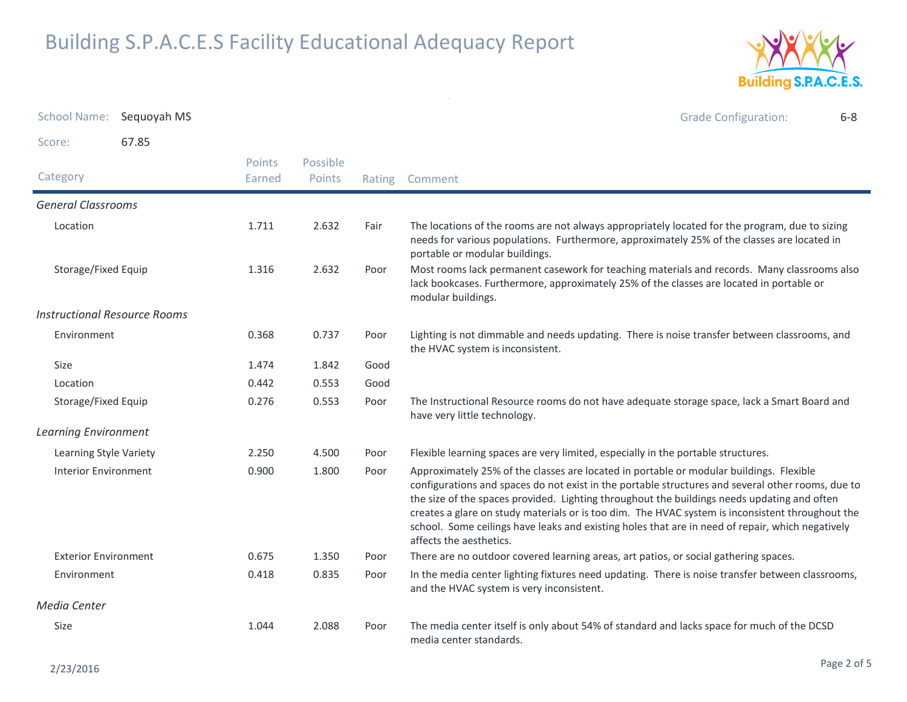# Building S.P.A.C.E.S Facility Educational Adequacy Report

School Name: Sequoyah MS

Grade Configuration: 6-8

Score: 67.85

| Category | Points Earned | Possible Points | Rating | Comment |
|---|---|---|---|---|
| ***General Classrooms*** | | | | |
| Location | 1.711 | 2.632 | Fair | The locations of the rooms are not always appropriately located for the program, due to sizing needs for various populations. Furthermore, approximately 25% of the classes are located in portable or modular buildings. |
| Storage/Fixed Equip | 1.316 | 2.632 | Poor | Most rooms lack permanent casework for teaching materials and records. Many classrooms also lack bookcases. Furthermore, approximately 25% of the classes are located in portable or modular buildings. |
| ***Instructional Resource Rooms*** | | | | |
| Environment | 0.368 | 0.737 | Poor | Lighting is not dimmable and needs updating. There is noise transfer between classrooms, and the HVAC system is inconsistent. |
| Size | 1.474 | 1.842 | Good | |
| Location | 0.442 | 0.553 | Good | |
| Storage/Fixed Equip | 0.276 | 0.553 | Poor | The Instructional Resource rooms do not have adequate storage space, lack a Smart Board and have very little technology. |
| ***Learning Environment*** | | | | |
| Learning Style Variety | 2.250 | 4.500 | Poor | Flexible learning spaces are very limited, especially in the portable structures. |
| Interior Environment | 0.900 | 1.800 | Poor | Approximately 25% of the classes are located in portable or modular buildings. Flexible configurations and spaces do not exist in the portable structures and several other rooms, due to the size of the spaces provided. Lighting throughout the buildings needs updating and often creates a glare on study materials or is too dim. The HVAC system is inconsistent throughout the school. Some ceilings have leaks and existing holes that are in need of repair, which negatively affects the aesthetics. |
| Exterior Environment | 0.675 | 1.350 | Poor | There are no outdoor covered learning areas, art patios, or social gathering spaces. |
| Environment | 0.418 | 0.835 | Poor | In the media center lighting fixtures need updating. There is noise transfer between classrooms, and the HVAC system is very inconsistent. |
| ***Media Center*** | | | | |
| Size | 1.044 | 2.088 | Poor | The media center itself is only about 54% of standard and lacks space for much of the DCSD media center standards. |

2/23/2016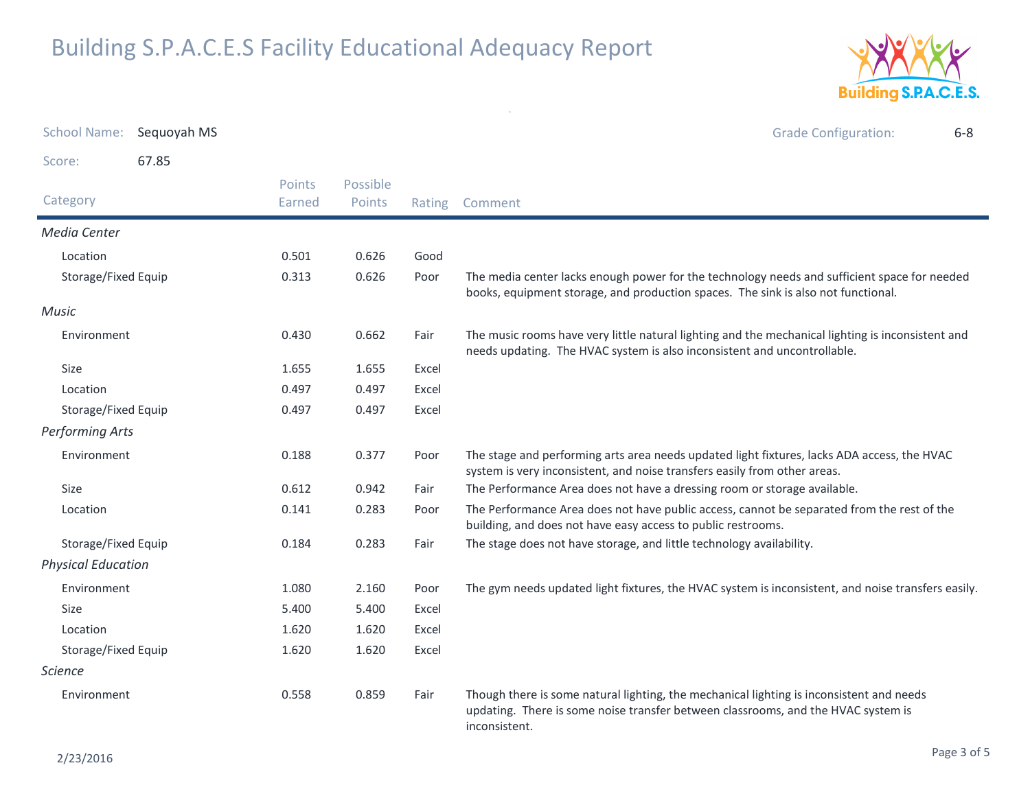# Building S.P.A.C.E.S Facility Educational Adequacy Report

School Name: Sequoyah MS

Grade Configuration: 6-8

Score: 67.85

| Category | Points Earned | Possible Points | Rating | Comment |
|---|---|---|---|---|
| *Media Center* | | | | |
| Location | 0.501 | 0.626 | Good | |
| Storage/Fixed Equip | 0.313 | 0.626 | Poor | The media center lacks enough power for the technology needs and sufficient space for needed books, equipment storage, and production spaces. The sink is also not functional. |
| *Music* | | | | |
| Environment | 0.430 | 0.662 | Fair | The music rooms have very little natural lighting and the mechanical lighting is inconsistent and needs updating. The HVAC system is also inconsistent and uncontrollable. |
| Size | 1.655 | 1.655 | Excel | |
| Location | 0.497 | 0.497 | Excel | |
| Storage/Fixed Equip | 0.497 | 0.497 | Excel | |
| *Performing Arts* | | | | |
| Environment | 0.188 | 0.377 | Poor | The stage and performing arts area needs updated light fixtures, lacks ADA access, the HVAC system is very inconsistent, and noise transfers easily from other areas. |
| Size | 0.612 | 0.942 | Fair | The Performance Area does not have a dressing room or storage available. |
| Location | 0.141 | 0.283 | Poor | The Performance Area does not have public access, cannot be separated from the rest of the building, and does not have easy access to public restrooms. |
| Storage/Fixed Equip | 0.184 | 0.283 | Fair | The stage does not have storage, and little technology availability. |
| *Physical Education* | | | | |
| Environment | 1.080 | 2.160 | Poor | The gym needs updated light fixtures, the HVAC system is inconsistent, and noise transfers easily. |
| Size | 5.400 | 5.400 | Excel | |
| Location | 1.620 | 1.620 | Excel | |
| Storage/Fixed Equip | 1.620 | 1.620 | Excel | |
| *Science* | | | | |
| Environment | 0.558 | 0.859 | Fair | Though there is some natural lighting, the mechanical lighting is inconsistent and needs updating. There is some noise transfer between classrooms, and the HVAC system is inconsistent. |

2/23/2016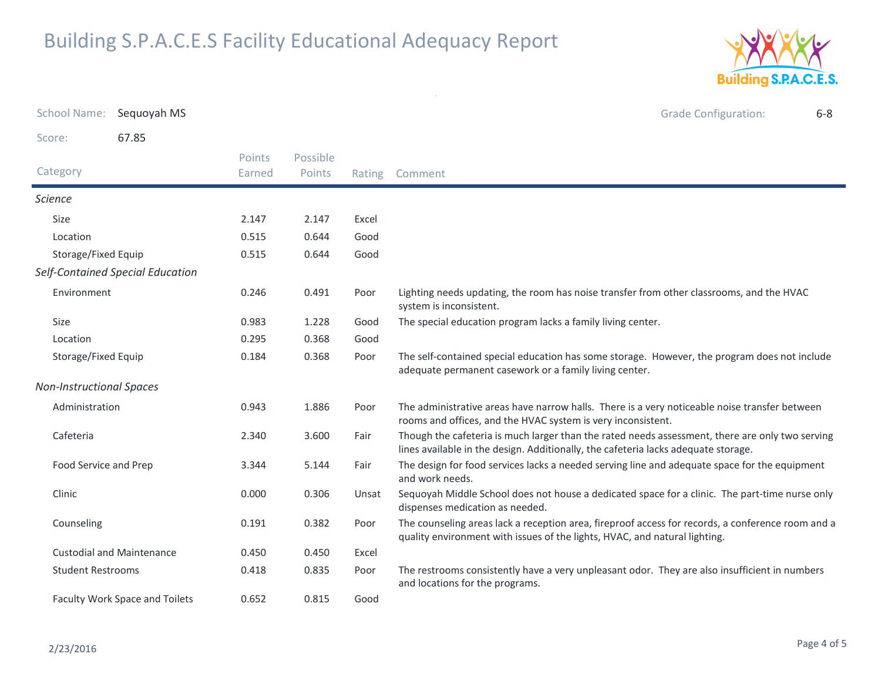# Building S.P.A.C.E.S Facility Educational Adequacy Report

School Name: Sequoyah MS

Grade Configuration: 6-8

Score: 67.85

| Category | Points Earned | Possible Points | Rating | Comment |
|---|---|---|---|---|
| *Science* | | | | |
| Size | 2.147 | 2.147 | Excel | |
| Location | 0.515 | 0.644 | Good | |
| Storage/Fixed Equip | 0.515 | 0.644 | Good | |
| *Self-Contained Special Education* | | | | |
| Environment | 0.246 | 0.491 | Poor | Lighting needs updating, the room has noise transfer from other classrooms, and the HVAC system is inconsistent. |
| Size | 0.983 | 1.228 | Good | The special education program lacks a family living center. |
| Location | 0.295 | 0.368 | Good | |
| Storage/Fixed Equip | 0.184 | 0.368 | Poor | The self-contained special education has some storage. However, the program does not include adequate permanent casework or a family living center. |
| *Non-Instructional Spaces* | | | | |
| Administration | 0.943 | 1.886 | Poor | The administrative areas have narrow halls. There is a very noticeable noise transfer between rooms and offices, and the HVAC system is very inconsistent. |
| Cafeteria | 2.340 | 3.600 | Fair | Though the cafeteria is much larger than the rated needs assessment, there are only two serving lines available in the design. Additionally, the cafeteria lacks adequate storage. |
| Food Service and Prep | 3.344 | 5.144 | Fair | The design for food services lacks a needed serving line and adequate space for the equipment and work needs. |
| Clinic | 0.000 | 0.306 | Unsat | Sequoyah Middle School does not house a dedicated space for a clinic. The part-time nurse only dispenses medication as needed. |
| Counseling | 0.191 | 0.382 | Poor | The counseling areas lack a reception area, fireproof access for records, a conference room and a quality environment with issues of the lights, HVAC, and natural lighting. |
| Custodial and Maintenance | 0.450 | 0.450 | Excel | |
| Student Restrooms | 0.418 | 0.835 | Poor | The restrooms consistently have a very unpleasant odor. They are also insufficient in numbers and locations for the programs. |
| Faculty Work Space and Toilets | 0.652 | 0.815 | Good | |

2/23/2016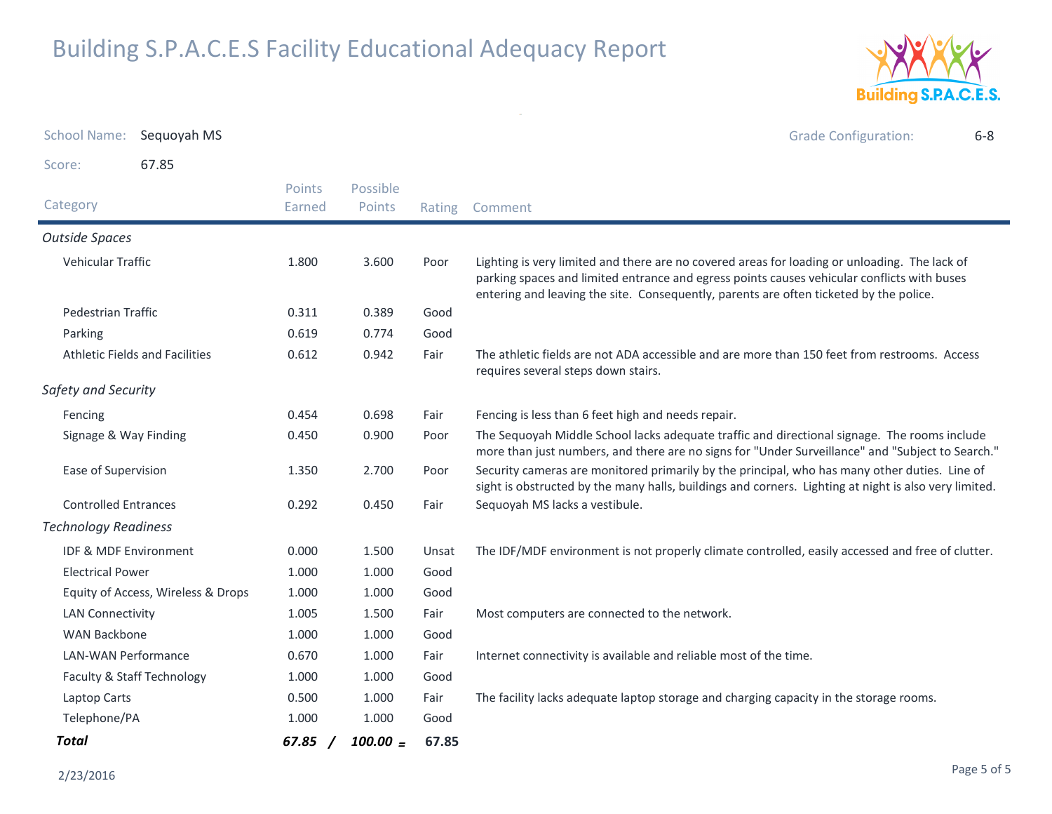# Building S.P.A.C.E.S Facility Educational Adequacy Report

School Name: Sequoyah MS

Grade Configuration: 6-8

Score: 67.85

| Category | Points Earned | Possible Points | Rating | Comment |
|---|---|---|---|---|
| *Outside Spaces* | | | | |
| Vehicular Traffic | 1.800 | 3.600 | Poor | Lighting is very limited and there are no covered areas for loading or unloading. The lack of parking spaces and limited entrance and egress points causes vehicular conflicts with buses entering and leaving the site. Consequently, parents are often ticketed by the police. |
| Pedestrian Traffic | 0.311 | 0.389 | Good | |
| Parking | 0.619 | 0.774 | Good | |
| Athletic Fields and Facilities | 0.612 | 0.942 | Fair | The athletic fields are not ADA accessible and are more than 150 feet from restrooms. Access requires several steps down stairs. |
| *Safety and Security* | | | | |
| Fencing | 0.454 | 0.698 | Fair | Fencing is less than 6 feet high and needs repair. |
| Signage & Way Finding | 0.450 | 0.900 | Poor | The Sequoyah Middle School lacks adequate traffic and directional signage. The rooms include more than just numbers, and there are no signs for "Under Surveillance" and "Subject to Search." |
| Ease of Supervision | 1.350 | 2.700 | Poor | Security cameras are monitored primarily by the principal, who has many other duties. Line of sight is obstructed by the many halls, buildings and corners. Lighting at night is also very limited. |
| Controlled Entrances | 0.292 | 0.450 | Fair | Sequoyah MS lacks a vestibule. |
| *Technology Readiness* | | | | |
| IDF & MDF Environment | 0.000 | 1.500 | Unsat | The IDF/MDF environment is not properly climate controlled, easily accessed and free of clutter. |
| Electrical Power | 1.000 | 1.000 | Good | |
| Equity of Access, Wireless & Drops | 1.000 | 1.000 | Good | |
| LAN Connectivity | 1.005 | 1.500 | Fair | Most computers are connected to the network. |
| WAN Backbone | 1.000 | 1.000 | Good | |
| LAN-WAN Performance | 0.670 | 1.000 | Fair | Internet connectivity is available and reliable most of the time. |
| Faculty & Staff Technology | 1.000 | 1.000 | Good | |
| Laptop Carts | 0.500 | 1.000 | Fair | The facility lacks adequate laptop storage and charging capacity in the storage rooms. |
| Telephone/PA | 1.000 | 1.000 | Good | |
| ***Total*** | ***67.85 /*** | ***100.00 =*** | **67.85** | |

2/23/2016